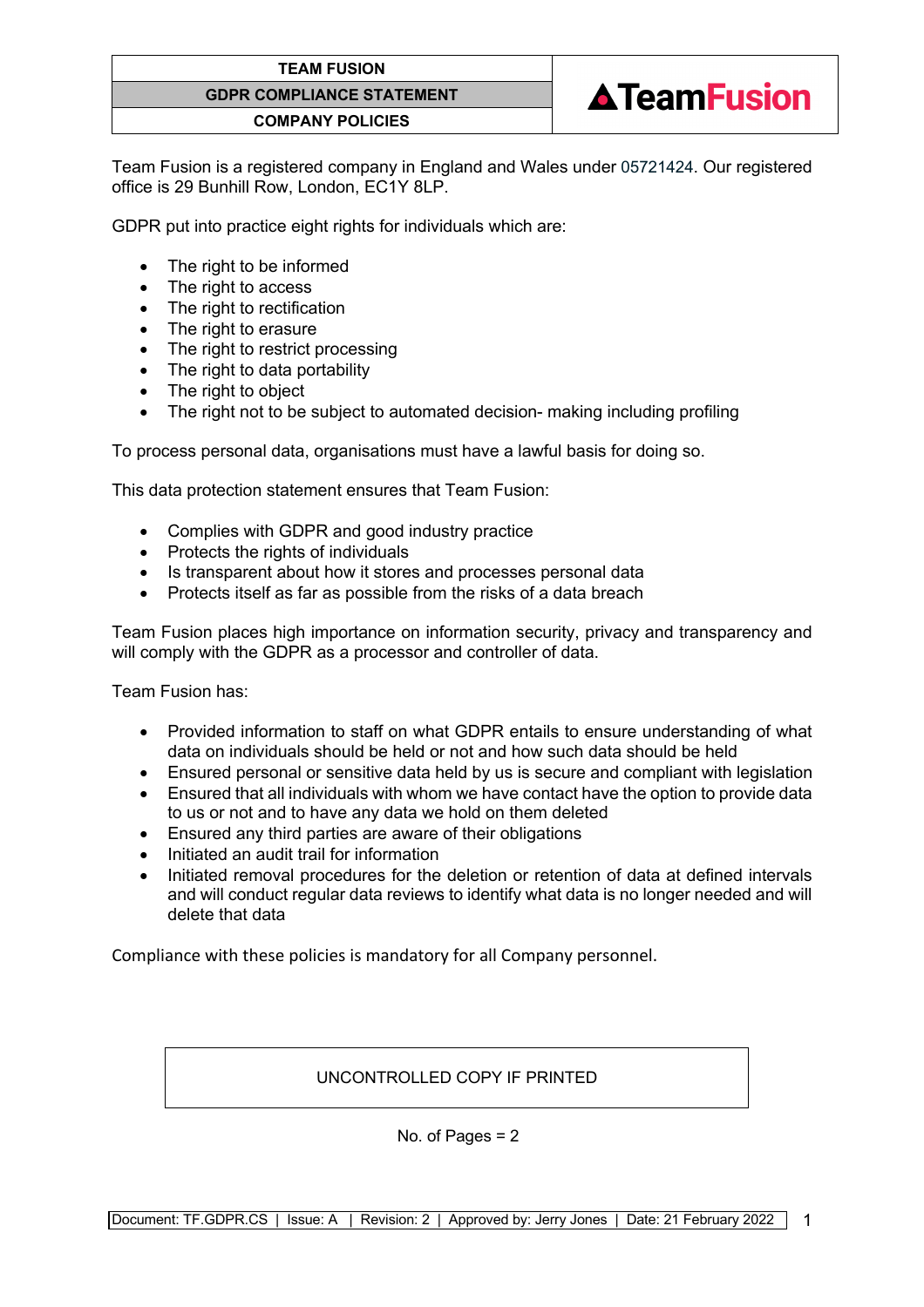| TEAM FUSION |
| --- |
| GDPR COMPLIANCE STATEMENT |
| COMPANY POLICIES |

Team Fusion is a registered company in England and Wales under 05721424. Our registered office is 29 Bunhill Row, London, EC1Y 8LP.

GDPR put into practice eight rights for individuals which are:

- The right to be informed
- The right to access
- The right to rectification
- The right to erasure
- The right to restrict processing
- The right to data portability
- The right to object
- The right not to be subject to automated decision- making including profiling

To process personal data, organisations must have a lawful basis for doing so.

This data protection statement ensures that Team Fusion:

- Complies with GDPR and good industry practice
- Protects the rights of individuals
- Is transparent about how it stores and processes personal data
- Protects itself as far as possible from the risks of a data breach

Team Fusion places high importance on information security, privacy and transparency and will comply with the GDPR as a processor and controller of data.

Team Fusion has:

- Provided information to staff on what GDPR entails to ensure understanding of what data on individuals should be held or not and how such data should be held
- Ensured personal or sensitive data held by us is secure and compliant with legislation
- Ensured that all individuals with whom we have contact have the option to provide data to us or not and to have any data we hold on them deleted
- Ensured any third parties are aware of their obligations
- Initiated an audit trail for information
- Initiated removal procedures for the deletion or retention of data at defined intervals and will conduct regular data reviews to identify what data is no longer needed and will delete that data

Compliance with these policies is mandatory for all Company personnel.

UNCONTROLLED COPY IF PRINTED

No. of Pages = 2

Document: TF.GDPR.CS | Issue: A | Revision: 2 | Approved by: Jerry Jones | Date: 21 February 2022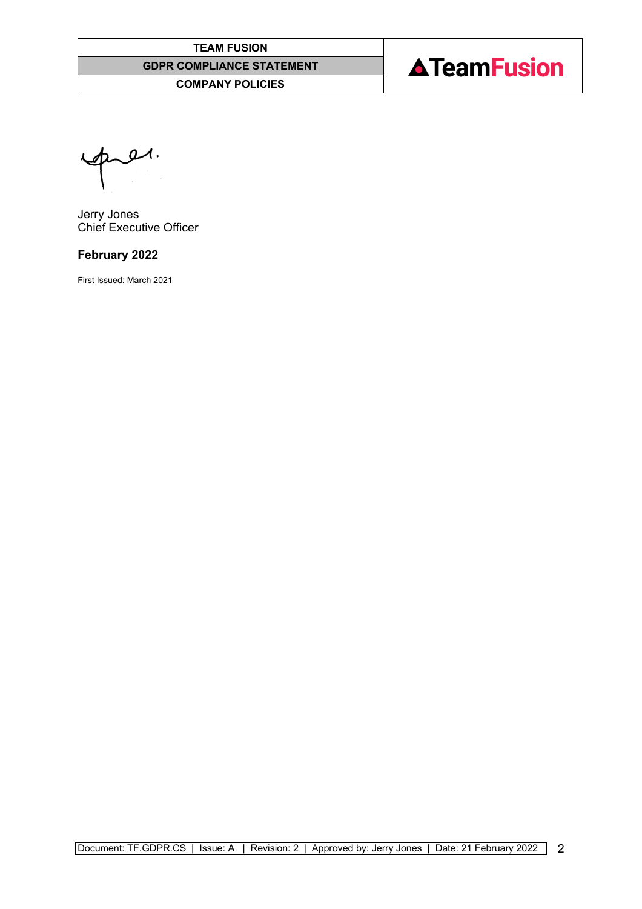Jerry Jones
Chief Executive Officer

**February 2022**

First Issued: March 2021